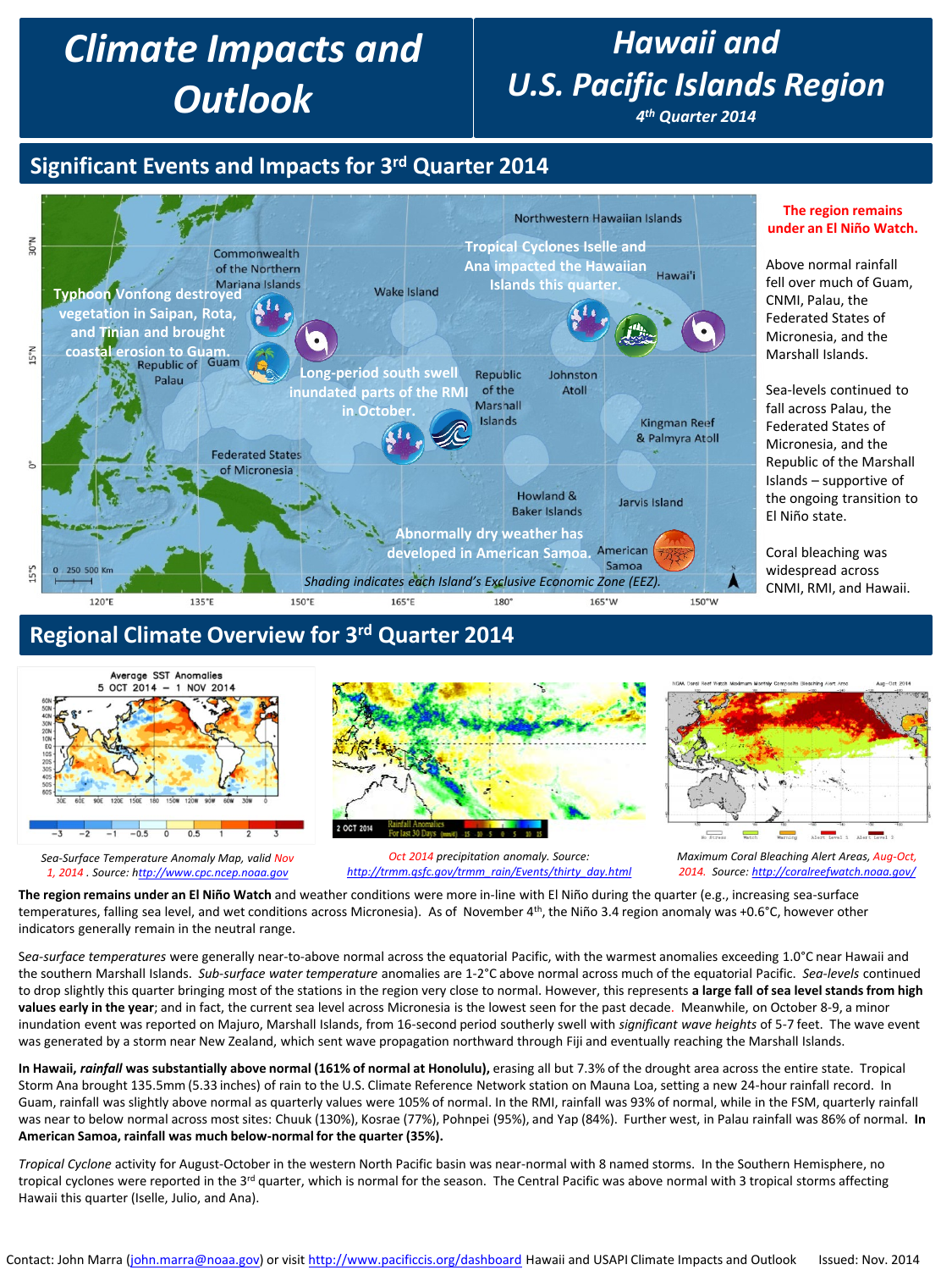# Climate Impacts and Outlook

# Hawaii and U.S. Pacific Islands Region

**4th Quarter 2014**

## Significant Events and Impacts for 3rd Quarter 2014

Typhoon Vonfong destroyed vegetation in Saipan, Rota, and Tinian and brought coastal erosion to Guam.

Tropical Cyclones Iselle and Ana impacted the Hawaiian Islands this quarter.

Long-period south swell inundated parts of the RMI in October.

Abnormally dry weather has developed in American Samoa.

Shading indicates each Island's Exclusive Economic Zone (EEZ).

**The region remains under an El Niño Watch.**

Above normal rainfall fell over much of Guam, CNMI, Palau, the Federated States of Micronesia, and the Marshall Islands.

Sea-levels continued to fall across Palau, the Federated States of Micronesia, and the Republic of the Marshall Islands – supportive of the ongoing transition to El Niño state.

Coral bleaching was widespread across CNMI, RMI, and Hawaii.

## Regional Climate Overview for 3rd Quarter 2014

*Sea-Surface Temperature Anomaly Map, valid Nov 1, 2014 . Source: http://www.cpc.ncep.noaa.gov*

*Oct 2014 precipitation anomaly. Source:* http://trmm.gsfc.gov/trmm_rain/Events/thirty_day.html

*Maximum Coral Bleaching Alert Areas, Aug-Oct, 2014. Source:* http://coralreefwatch.noaa.gov/

**The region remains under an El Niño Watch** and weather conditions were more in-line with El Niño during the quarter (e.g., increasing sea-surface temperatures, falling sea level, and wet conditions across Micronesia). As of November 4th, the Niño 3.4 region anomaly was +0.6°C, however other indicators generally remain in the neutral range.

*Sea-surface temperatures* were generally near-to-above normal across the equatorial Pacific, with the warmest anomalies exceeding 1.0°C near Hawaii and the southern Marshall Islands. *Sub-surface water temperature* anomalies are 1-2°C above normal across much of the equatorial Pacific. *Sea-levels* continued to drop slightly this quarter bringing most of the stations in the region very close to normal. However, this represents **a large fall of sea level stands from high values early in the year**; and in fact, the current sea level across Micronesia is the lowest seen for the past decade. Meanwhile, on October 8-9, a minor inundation event was reported on Majuro, Marshall Islands, from 16-second period southerly swell with *significant wave heights* of 5-7 feet. The wave event was generated by a storm near New Zealand, which sent wave propagation northward through Fiji and eventually reaching the Marshall Islands.

**In Hawaii, *rainfall* was substantially above normal (161% of normal at Honolulu),** erasing all but 7.3% of the drought area across the entire state. Tropical Storm Ana brought 135.5mm (5.33 inches) of rain to the U.S. Climate Reference Network station on Mauna Loa, setting a new 24-hour rainfall record. In Guam, rainfall was slightly above normal as quarterly values were 105% of normal. In the RMI, rainfall was 93% of normal, while in the FSM, quarterly rainfall was near to below normal across most sites: Chuuk (130%), Kosrae (77%), Pohnpei (95%), and Yap (84%). Further west, in Palau rainfall was 86% of normal. **In American Samoa, rainfall was much below-normal for the quarter (35%).**

*Tropical Cyclone* activity for August-October in the western North Pacific basin was near-normal with 8 named storms. In the Southern Hemisphere, no tropical cyclones were reported in the 3rd quarter, which is normal for the season. The Central Pacific was above normal with 3 tropical storms affecting Hawaii this quarter (Iselle, Julio, and Ana).

Contact: John Marra (john.marra@noaa.gov) or visit http://www.pacificcis.org/dashboard Hawaii and USAPI Climate Impacts and Outlook Issued: Nov. 2014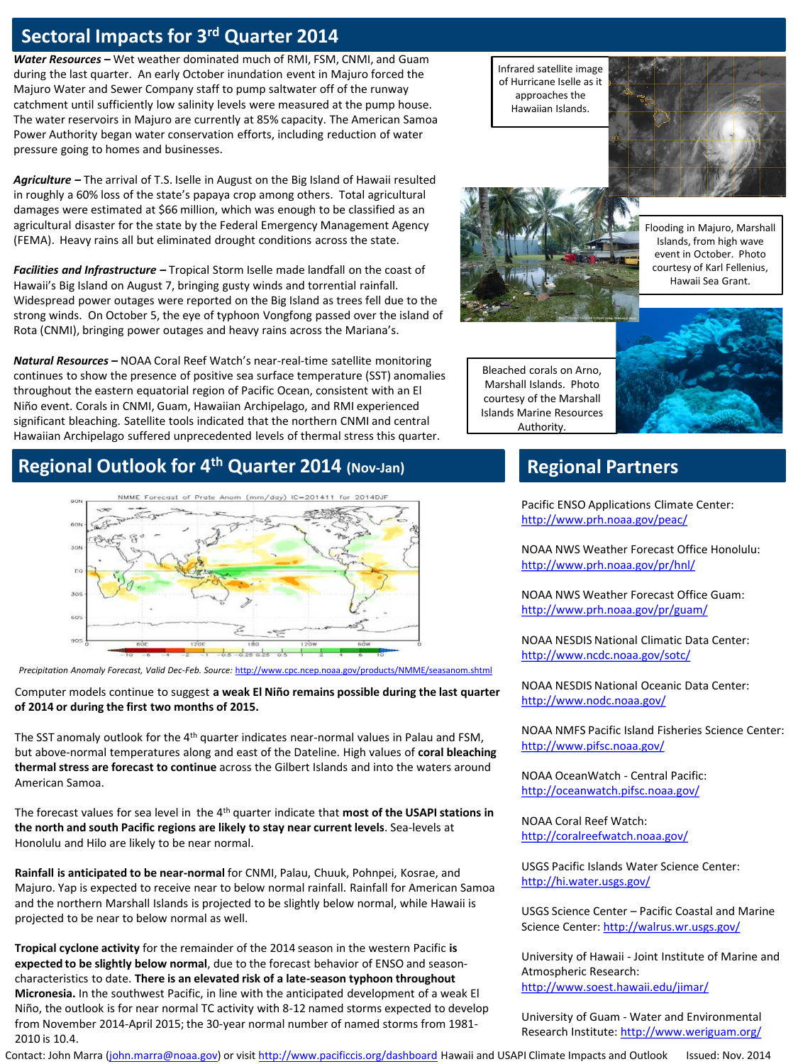## Sectoral Impacts for 3rd Quarter 2014

***Water Resources –*** Wet weather dominated much of RMI, FSM, CNMI, and Guam during the last quarter. An early October inundation event in Majuro forced the Majuro Water and Sewer Company staff to pump saltwater off of the runway catchment until sufficiently low salinity levels were measured at the pump house. The water reservoirs in Majuro are currently at 85% capacity. The American Samoa Power Authority began water conservation efforts, including reduction of water pressure going to homes and businesses.

***Agriculture –*** The arrival of T.S. Iselle in August on the Big Island of Hawaii resulted in roughly a 60% loss of the state's papaya crop among others. Total agricultural damages were estimated at $66 million, which was enough to be classified as an agricultural disaster for the state by the Federal Emergency Management Agency (FEMA). Heavy rains all but eliminated drought conditions across the state.

***Facilities and Infrastructure –*** Tropical Storm Iselle made landfall on the coast of Hawaii's Big Island on August 7, bringing gusty winds and torrential rainfall. Widespread power outages were reported on the Big Island as trees fell due to the strong winds. On October 5, the eye of typhoon Vongfong passed over the island of Rota (CNMI), bringing power outages and heavy rains across the Mariana's.

***Natural Resources –*** NOAA Coral Reef Watch's near-real-time satellite monitoring continues to show the presence of positive sea surface temperature (SST) anomalies throughout the eastern equatorial region of Pacific Ocean, consistent with an El Niño event. Corals in CNMI, Guam, Hawaiian Archipelago, and RMI experienced significant bleaching. Satellite tools indicated that the northern CNMI and central Hawaiian Archipelago suffered unprecedented levels of thermal stress this quarter.

Infrared satellite image of Hurricane Iselle as it approaches the Hawaiian Islands.

Flooding in Majuro, Marshall Islands, from high wave event in October. Photo courtesy of Karl Fellenius, Hawaii Sea Grant.

Bleached corals on Arno, Marshall Islands. Photo courtesy of the Marshall Islands Marine Resources Authority.

## Regional Outlook for 4th Quarter 2014 (Nov-Jan)

NMME Forecast of Prate Anom (mm/day) IC=201411 for 2014DJF

90N
60N
30N
EQ
30S
60S
90S
0 60E 120E 180 120W 60W 0
-10 -6 -4 -2 -1 -0.5 -0.25 0.25 0.5 1 2 4 6 10

*Precipitation Anomaly Forecast, Valid Dec-Feb. Source:* http://www.cpc.ncep.noaa.gov/products/NMME/seasanom.shtml

Computer models continue to suggest **a weak El Niño remains possible during the last quarter of 2014 or during the first two months of 2015.**

The SST anomaly outlook for the 4th quarter indicates near-normal values in Palau and FSM, but above-normal temperatures along and east of the Dateline. High values of **coral bleaching thermal stress are forecast to continue** across the Gilbert Islands and into the waters around American Samoa.

The forecast values for sea level in the 4th quarter indicate that **most of the USAPI stations in the north and south Pacific regions are likely to stay near current levels**. Sea-levels at Honolulu and Hilo are likely to be near normal.

**Rainfall is anticipated to be near-normal** for CNMI, Palau, Chuuk, Pohnpei, Kosrae, and Majuro. Yap is expected to receive near to below normal rainfall. Rainfall for American Samoa and the northern Marshall Islands is projected to be slightly below normal, while Hawaii is projected to be near to below normal as well.

**Tropical cyclone activity** for the remainder of the 2014 season in the western Pacific **is expected to be slightly below normal**, due to the forecast behavior of ENSO and season-characteristics to date. **There is an elevated risk of a late-season typhoon throughout Micronesia.** In the southwest Pacific, in line with the anticipated development of a weak El Niño, the outlook is for near normal TC activity with 8-12 named storms expected to develop from November 2014-April 2015; the 30-year normal number of named storms from 1981-2010 is 10.4.

## Regional Partners

Pacific ENSO Applications Climate Center: http://www.prh.noaa.gov/peac/

NOAA NWS Weather Forecast Office Honolulu: http://www.prh.noaa.gov/pr/hnl/

NOAA NWS Weather Forecast Office Guam: http://www.prh.noaa.gov/pr/guam/

NOAA NESDIS National Climatic Data Center: http://www.ncdc.noaa.gov/sotc/

NOAA NESDIS National Oceanic Data Center: http://www.nodc.noaa.gov/

NOAA NMFS Pacific Island Fisheries Science Center: http://www.pifsc.noaa.gov/

NOAA OceanWatch - Central Pacific: http://oceanwatch.pifsc.noaa.gov/

NOAA Coral Reef Watch: http://coralreefwatch.noaa.gov/

USGS Pacific Islands Water Science Center: http://hi.water.usgs.gov/

USGS Science Center – Pacific Coastal and Marine Science Center: http://walrus.wr.usgs.gov/

University of Hawaii - Joint Institute of Marine and Atmospheric Research: http://www.soest.hawaii.edu/jimar/

University of Guam - Water and Environmental Research Institute: http://www.weriguam.org/

Contact: John Marra (john.marra@noaa.gov) or visit http://www.pacificcis.org/dashboard Hawaii and USAPI Climate Impacts and Outlook Issued: Nov. 2014